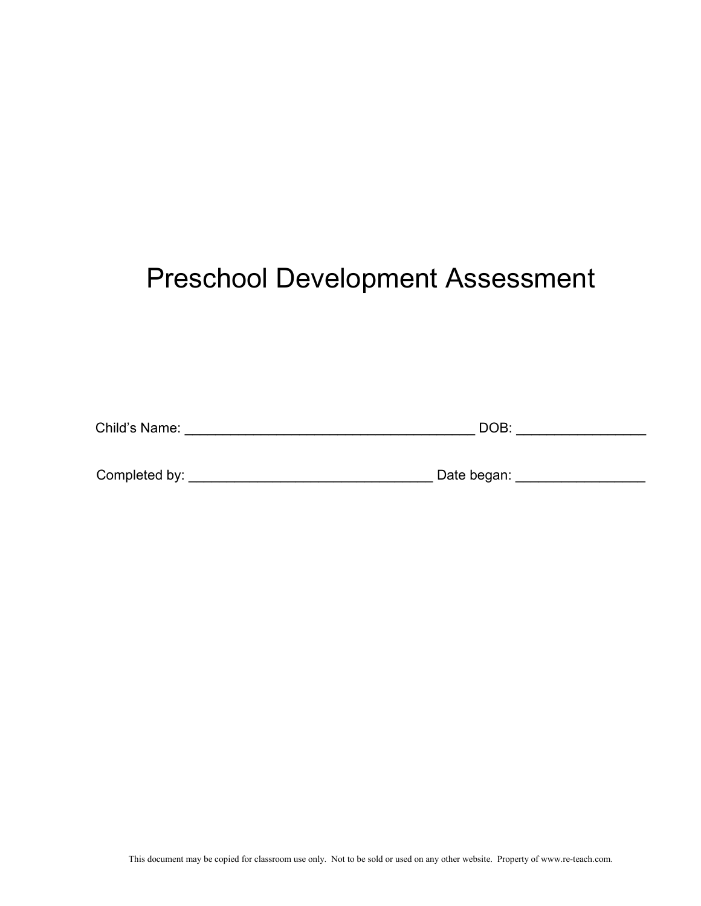# Preschool Development Assessment

Child's Name: ______________________________________ DOB: _________________

Completed by: ________________________________ Date began: _________________

This document may be copied for classroom use only. Not to be sold or used on any other website. Property of www.re-teach.com.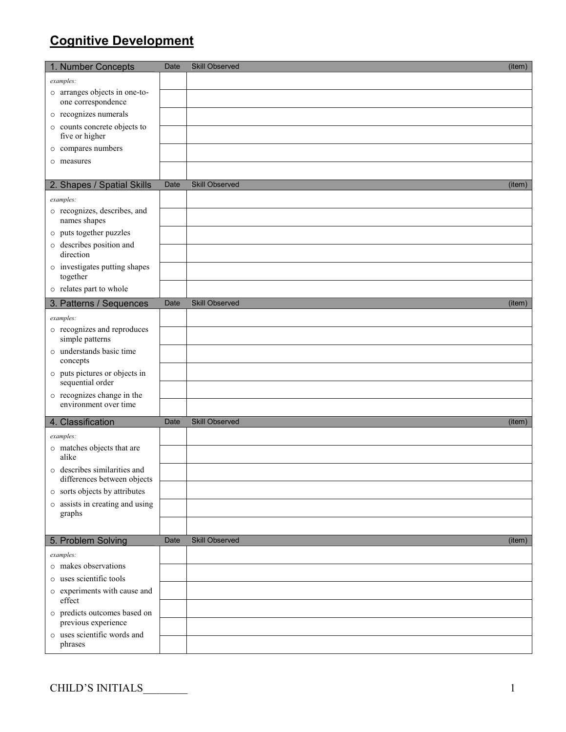# Cognitive Development

| 1. Number Concepts | Date | Skill Observed (item) |
|---|---|---|
| *examples:* | | |
| ○ arranges objects in one-to-one correspondence | | |
| ○ recognizes numerals | | |
| ○ counts concrete objects to five or higher | | |
| ○ compares numbers | | |
| ○ measures | | |

| 2. Shapes / Spatial Skills | Date | Skill Observed (item) |
|---|---|---|
| *examples:* | | |
| ○ recognizes, describes, and names shapes | | |
| ○ puts together puzzles | | |
| ○ describes position and direction | | |
| ○ investigates putting shapes together | | |
| ○ relates part to whole | | |

| 3. Patterns / Sequences | Date | Skill Observed (item) |
|---|---|---|
| *examples:* | | |
| ○ recognizes and reproduces simple patterns | | |
| ○ understands basic time concepts | | |
| ○ puts pictures or objects in sequential order | | |
| ○ recognizes change in the environment over time | | |

| 4. Classification | Date | Skill Observed (item) |
|---|---|---|
| *examples:* | | |
| ○ matches objects that are alike | | |
| ○ describes similarities and differences between objects | | |
| ○ sorts objects by attributes | | |
| ○ assists in creating and using graphs | | |

| 5. Problem Solving | Date | Skill Observed (item) |
|---|---|---|
| *examples:* | | |
| ○ makes observations | | |
| ○ uses scientific tools | | |
| ○ experiments with cause and effect | | |
| ○ predicts outcomes based on previous experience | | |
| ○ uses scientific words and phrases | | |

CHILD'S INITIALS________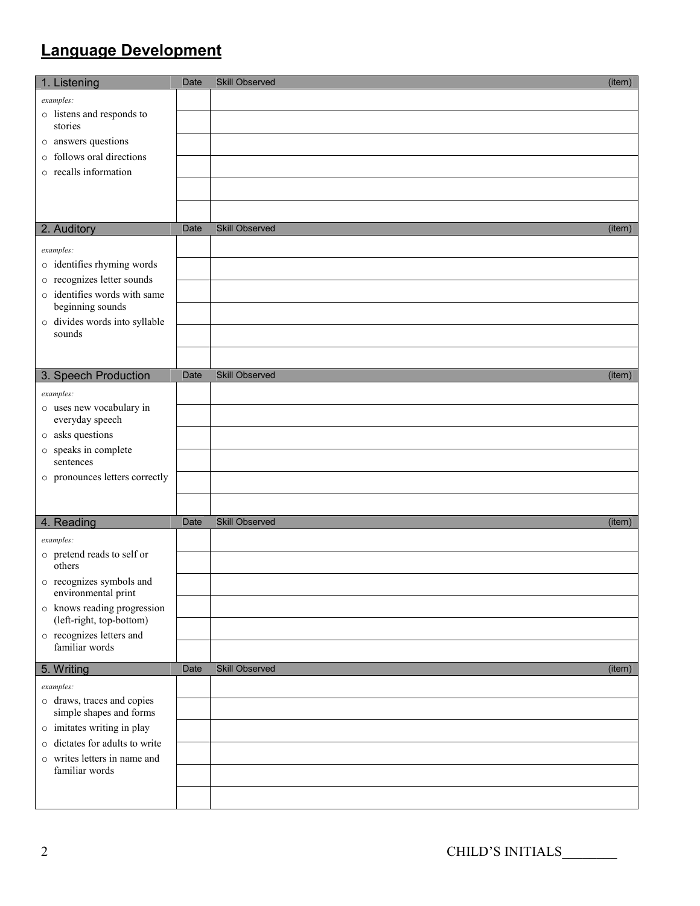## Language Development

| 1. Listening | Date | Skill Observed (item) |
|---|---|---|
| *examples:*<br>○ listens and responds to stories<br>○ answers questions<br>○ follows oral directions<br>○ recalls information | | |
| | | |
| | | |
| | | |
| | | |
| | | |

| 2. Auditory | Date | Skill Observed (item) |
|---|---|---|
| *examples:*<br>○ identifies rhyming words<br>○ recognizes letter sounds<br>○ identifies words with same beginning sounds<br>○ divides words into syllable sounds | | |
| | | |
| | | |
| | | |
| | | |
| | | |

| 3. Speech Production | Date | Skill Observed (item) |
|---|---|---|
| *examples:*<br>○ uses new vocabulary in everyday speech<br>○ asks questions<br>○ speaks in complete sentences<br>○ pronounces letters correctly | | |
| | | |
| | | |
| | | |
| | | |
| | | |

| 4. Reading | Date | Skill Observed (item) |
|---|---|---|
| *examples:*<br>○ pretend reads to self or others<br>○ recognizes symbols and environmental print<br>○ knows reading progression (left-right, top-bottom)<br>○ recognizes letters and familiar words | | |
| | | |
| | | |
| | | |
| | | |
| | | |

| 5. Writing | Date | Skill Observed (item) |
|---|---|---|
| *examples:*<br>○ draws, traces and copies simple shapes and forms<br>○ imitates writing in play<br>○ dictates for adults to write<br>○ writes letters in name and familiar words | | |
| | | |
| | | |
| | | |
| | | |
| | | |

CHILD'S INITIALS________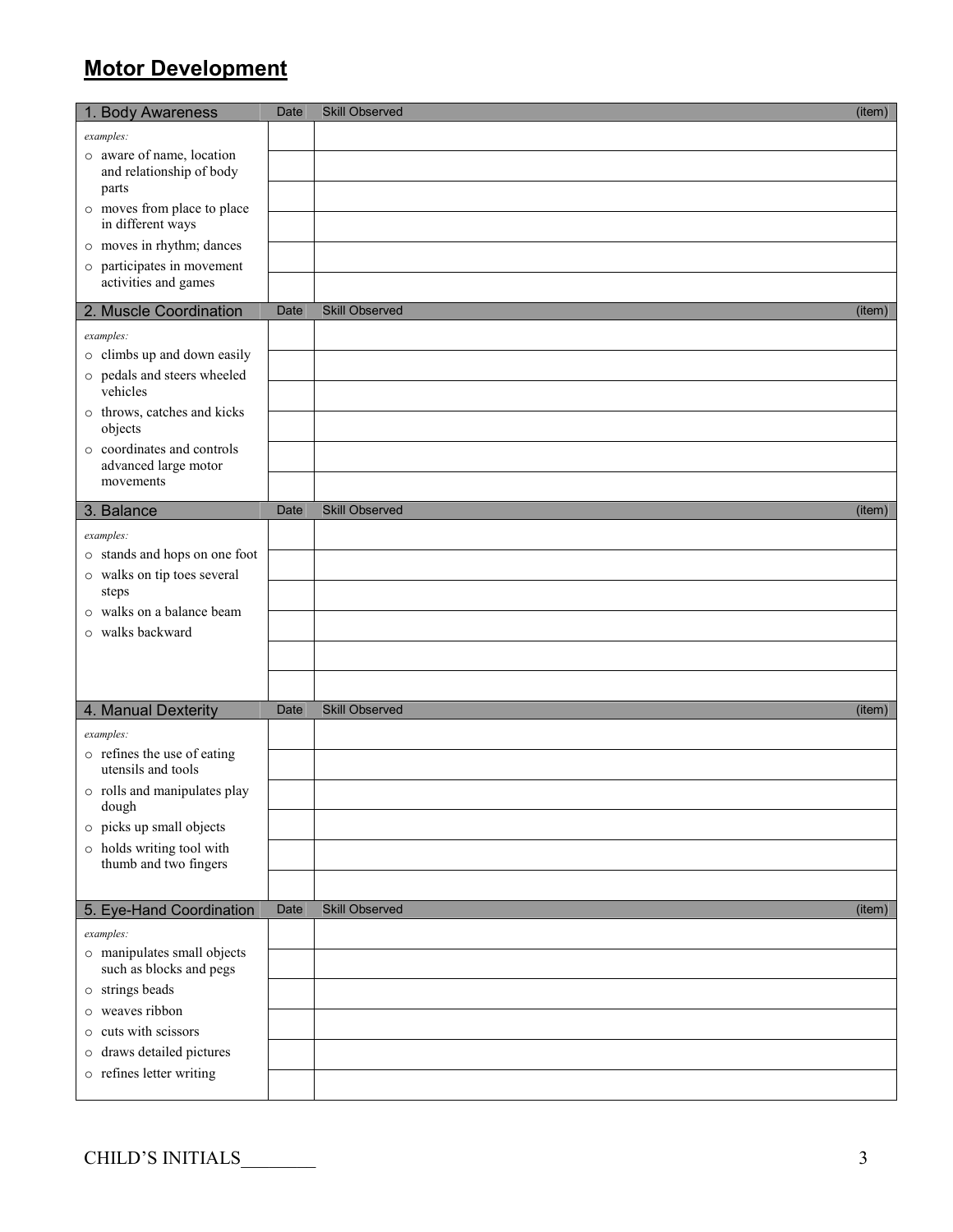# Motor Development

| 1. Body Awareness | Date | Skill Observed (item) |
|---|---|---|
| *examples:* | | |
| ○ aware of name, location and relationship of body parts | | |
| ○ moves from place to place in different ways | | |
| ○ moves in rhythm; dances | | |
| ○ participates in movement activities and games | | |
| | | |

| 2. Muscle Coordination | Date | Skill Observed (item) |
|---|---|---|
| *examples:* | | |
| ○ climbs up and down easily | | |
| ○ pedals and steers wheeled vehicles | | |
| ○ throws, catches and kicks objects | | |
| ○ coordinates and controls advanced large motor movements | | |
| | | |

| 3. Balance | Date | Skill Observed (item) |
|---|---|---|
| *examples:* | | |
| ○ stands and hops on one foot | | |
| ○ walks on tip toes several steps | | |
| ○ walks on a balance beam | | |
| ○ walks backward | | |
| | | |
| | | |

| 4. Manual Dexterity | Date | Skill Observed (item) |
|---|---|---|
| *examples:* | | |
| ○ refines the use of eating utensils and tools | | |
| ○ rolls and manipulates play dough | | |
| ○ picks up small objects | | |
| ○ holds writing tool with thumb and two fingers | | |
| | | |

| 5. Eye-Hand Coordination | Date | Skill Observed (item) |
|---|---|---|
| *examples:* | | |
| ○ manipulates small objects such as blocks and pegs | | |
| ○ strings beads | | |
| ○ weaves ribbon | | |
| ○ cuts with scissors | | |
| ○ draws detailed pictures | | |
| ○ refines letter writing | | |

CHILD'S INITIALS________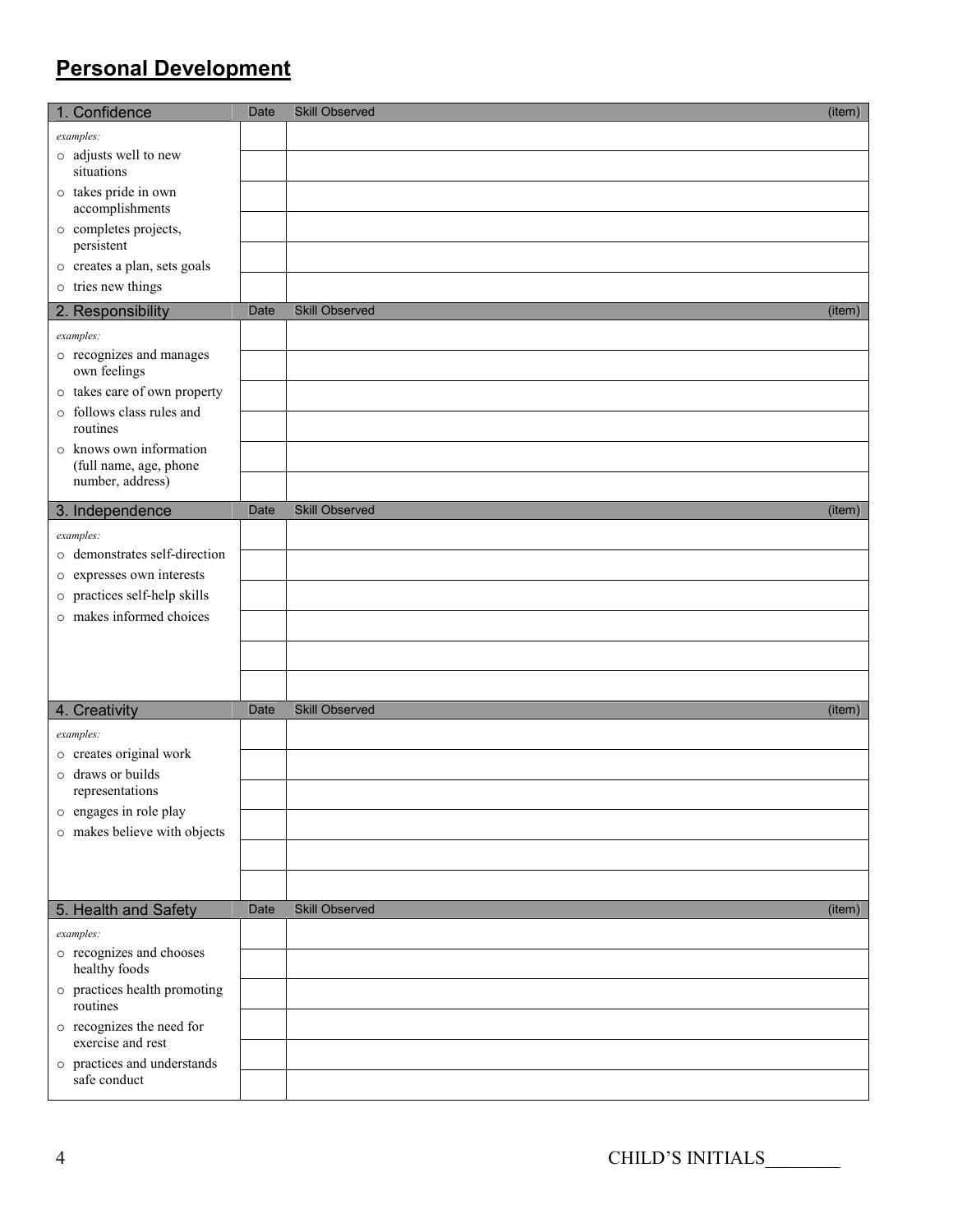# Personal Development

| 1. Confidence | Date | Skill Observed | (item) |
|---|---|---|---|
| *examples:* | | | |
| ○ adjusts well to new situations | | | |
| ○ takes pride in own accomplishments | | | |
| ○ completes projects, persistent | | | |
| ○ creates a plan, sets goals | | | |
| ○ tries new things | | | |

| 2. Responsibility | Date | Skill Observed | (item) |
|---|---|---|---|
| *examples:* | | | |
| ○ recognizes and manages own feelings | | | |
| ○ takes care of own property | | | |
| ○ follows class rules and routines | | | |
| ○ knows own information (full name, age, phone number, address) | | | |
| | | | |

| 3. Independence | Date | Skill Observed | (item) |
|---|---|---|---|
| *examples:* | | | |
| ○ demonstrates self-direction | | | |
| ○ expresses own interests | | | |
| ○ practices self-help skills | | | |
| ○ makes informed choices | | | |
| | | | |

| 4. Creativity | Date | Skill Observed | (item) |
|---|---|---|---|
| *examples:* | | | |
| ○ creates original work | | | |
| ○ draws or builds representations | | | |
| ○ engages in role play | | | |
| ○ makes believe with objects | | | |
| | | | |

| 5. Health and Safety | Date | Skill Observed | (item) |
|---|---|---|---|
| *examples:* | | | |
| ○ recognizes and chooses healthy foods | | | |
| ○ practices health promoting routines | | | |
| ○ recognizes the need for exercise and rest | | | |
| ○ practices and understands safe conduct | | | |
| | | | |

CHILD'S INITIALS________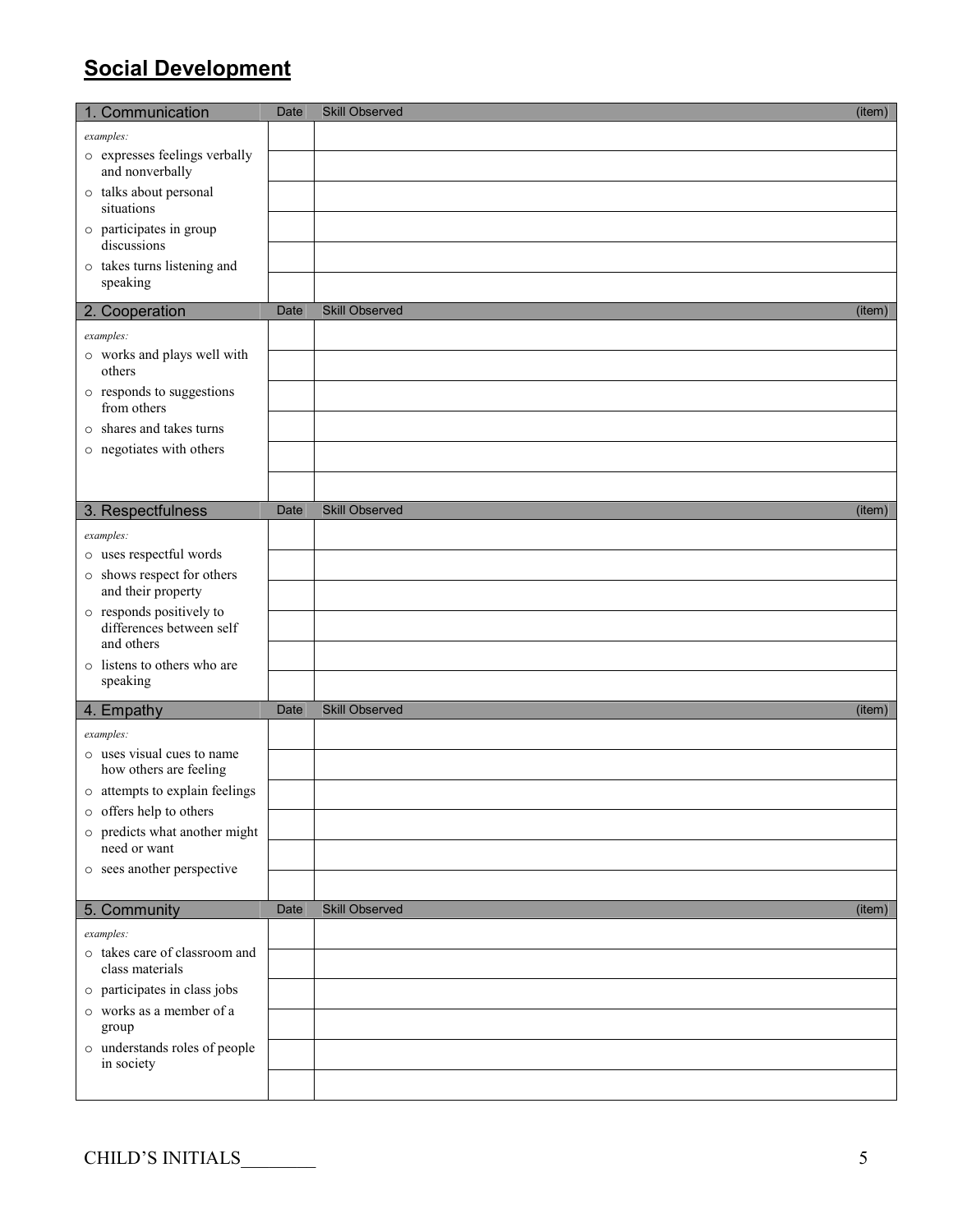## Social Development

| 1. Communication | Date | Skill Observed (item) |
|---|---|---|
| *examples:*<br>o expresses feelings verbally and nonverbally<br>o talks about personal situations<br>o participates in group discussions<br>o takes turns listening and speaking | | |
| | | |
| | | |
| | | |
| | | |
| | | |

| 2. Cooperation | Date | Skill Observed (item) |
|---|---|---|
| *examples:*<br>o works and plays well with others<br>o responds to suggestions from others<br>o shares and takes turns<br>o negotiates with others | | |
| | | |
| | | |
| | | |
| | | |
| | | |

| 3. Respectfulness | Date | Skill Observed (item) |
|---|---|---|
| *examples:*<br>o uses respectful words<br>o shows respect for others and their property<br>o responds positively to differences between self and others<br>o listens to others who are speaking | | |
| | | |
| | | |
| | | |
| | | |
| | | |

| 4. Empathy | Date | Skill Observed (item) |
|---|---|---|
| *examples:*<br>o uses visual cues to name how others are feeling<br>o attempts to explain feelings<br>o offers help to others<br>o predicts what another might need or want<br>o sees another perspective | | |
| | | |
| | | |
| | | |
| | | |
| | | |

| 5. Community | Date | Skill Observed (item) |
|---|---|---|
| *examples:*<br>o takes care of classroom and class materials<br>o participates in class jobs<br>o works as a member of a group<br>o understands roles of people in society | | |
| | | |
| | | |
| | | |
| | | |
| | | |

CHILD'S INITIALS________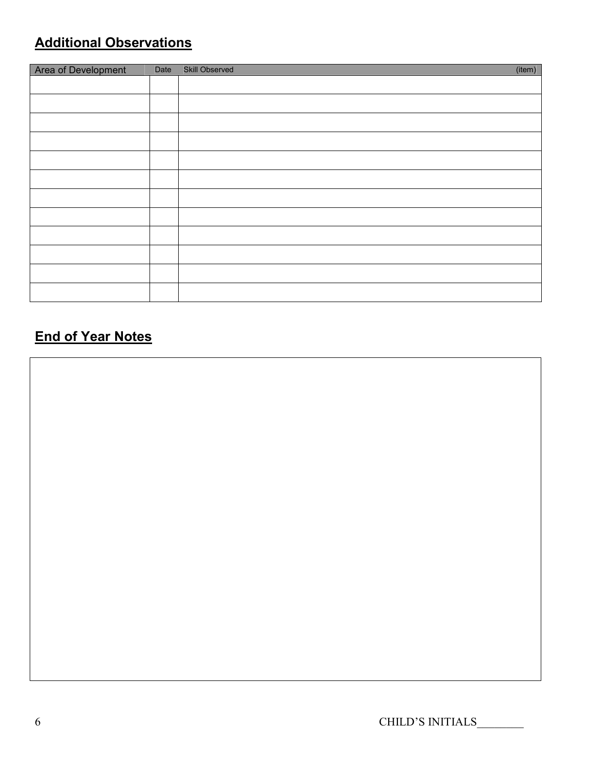## Additional Observations

| Area of Development | Date | Skill Observed (item) |
|---|---|---|
| | | |
| | | |
| | | |
| | | |
| | | |
| | | |
| | | |
| | | |
| | | |
| | | |
| | | |
| | | |

## End of Year Notes

CHILD'S INITIALS________